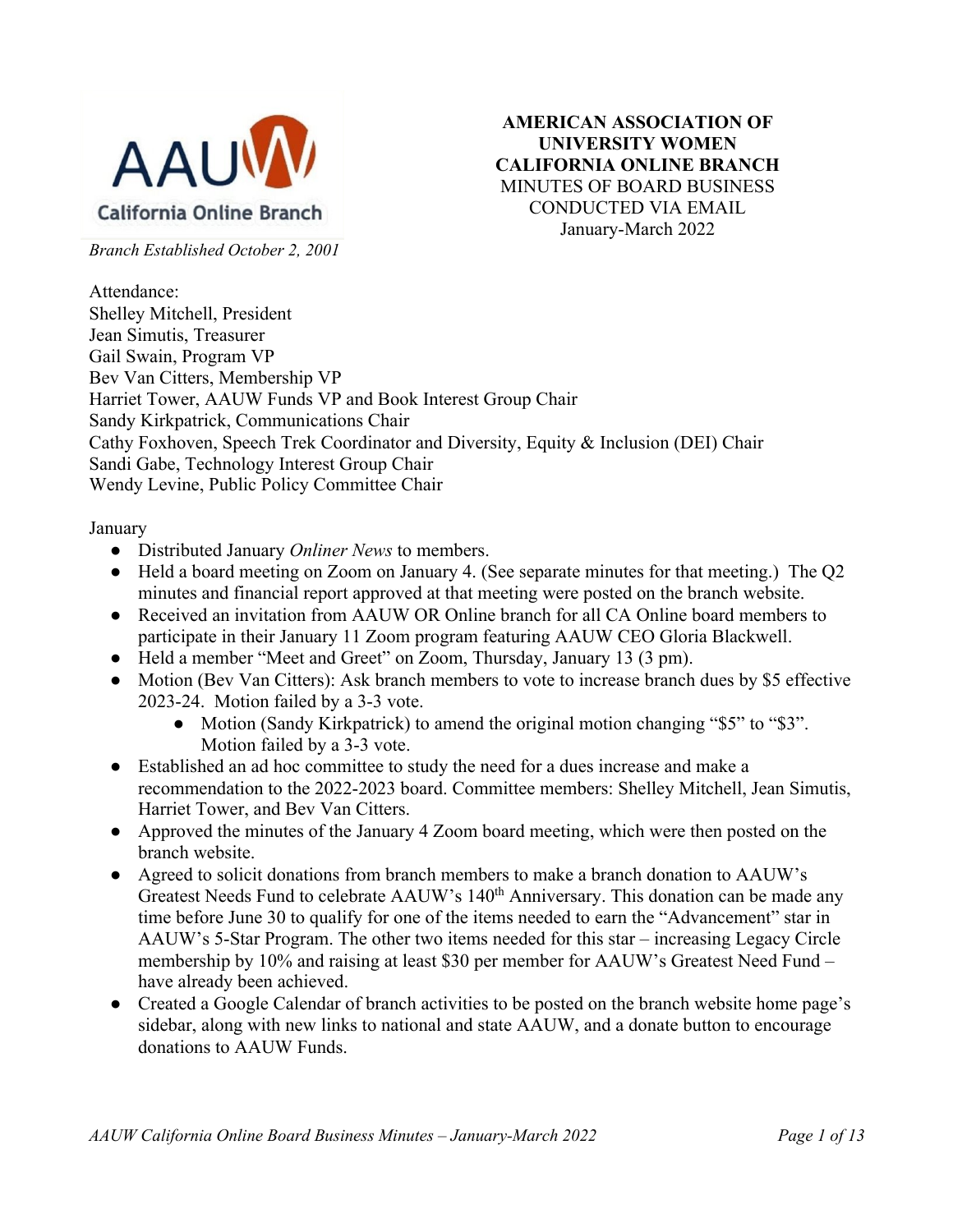AAUW California Online Branch

*Branch Established October 2, 2001*

**AMERICAN ASSOCIATION OF UNIVERSITY WOMEN CALIFORNIA ONLINE BRANCH**
MINUTES OF BOARD BUSINESS CONDUCTED VIA EMAIL
January-March 2022

Attendance:
Shelley Mitchell, President
Jean Simutis, Treasurer
Gail Swain, Program VP
Bev Van Citters, Membership VP
Harriet Tower, AAUW Funds VP and Book Interest Group Chair
Sandy Kirkpatrick, Communications Chair
Cathy Foxhoven, Speech Trek Coordinator and Diversity, Equity & Inclusion (DEI) Chair
Sandi Gabe, Technology Interest Group Chair
Wendy Levine, Public Policy Committee Chair

January

- Distributed January *Onliner News* to members.
- Held a board meeting on Zoom on January 4. (See separate minutes for that meeting.) The Q2 minutes and financial report approved at that meeting were posted on the branch website.
- Received an invitation from AAUW OR Online branch for all CA Online board members to participate in their January 11 Zoom program featuring AAUW CEO Gloria Blackwell.
- Held a member "Meet and Greet" on Zoom, Thursday, January 13 (3 pm).
- Motion (Bev Van Citters): Ask branch members to vote to increase branch dues by $5 effective 2023-24. Motion failed by a 3-3 vote.
    - Motion (Sandy Kirkpatrick) to amend the original motion changing "$5" to "$3". Motion failed by a 3-3 vote.
- Established an ad hoc committee to study the need for a dues increase and make a recommendation to the 2022-2023 board. Committee members: Shelley Mitchell, Jean Simutis, Harriet Tower, and Bev Van Citters.
- Approved the minutes of the January 4 Zoom board meeting, which were then posted on the branch website.
- Agreed to solicit donations from branch members to make a branch donation to AAUW's Greatest Needs Fund to celebrate AAUW's 140th Anniversary. This donation can be made any time before June 30 to qualify for one of the items needed to earn the "Advancement" star in AAUW's 5-Star Program. The other two items needed for this star – increasing Legacy Circle membership by 10% and raising at least $30 per member for AAUW's Greatest Need Fund – have already been achieved.
- Created a Google Calendar of branch activities to be posted on the branch website home page's sidebar, along with new links to national and state AAUW, and a donate button to encourage donations to AAUW Funds.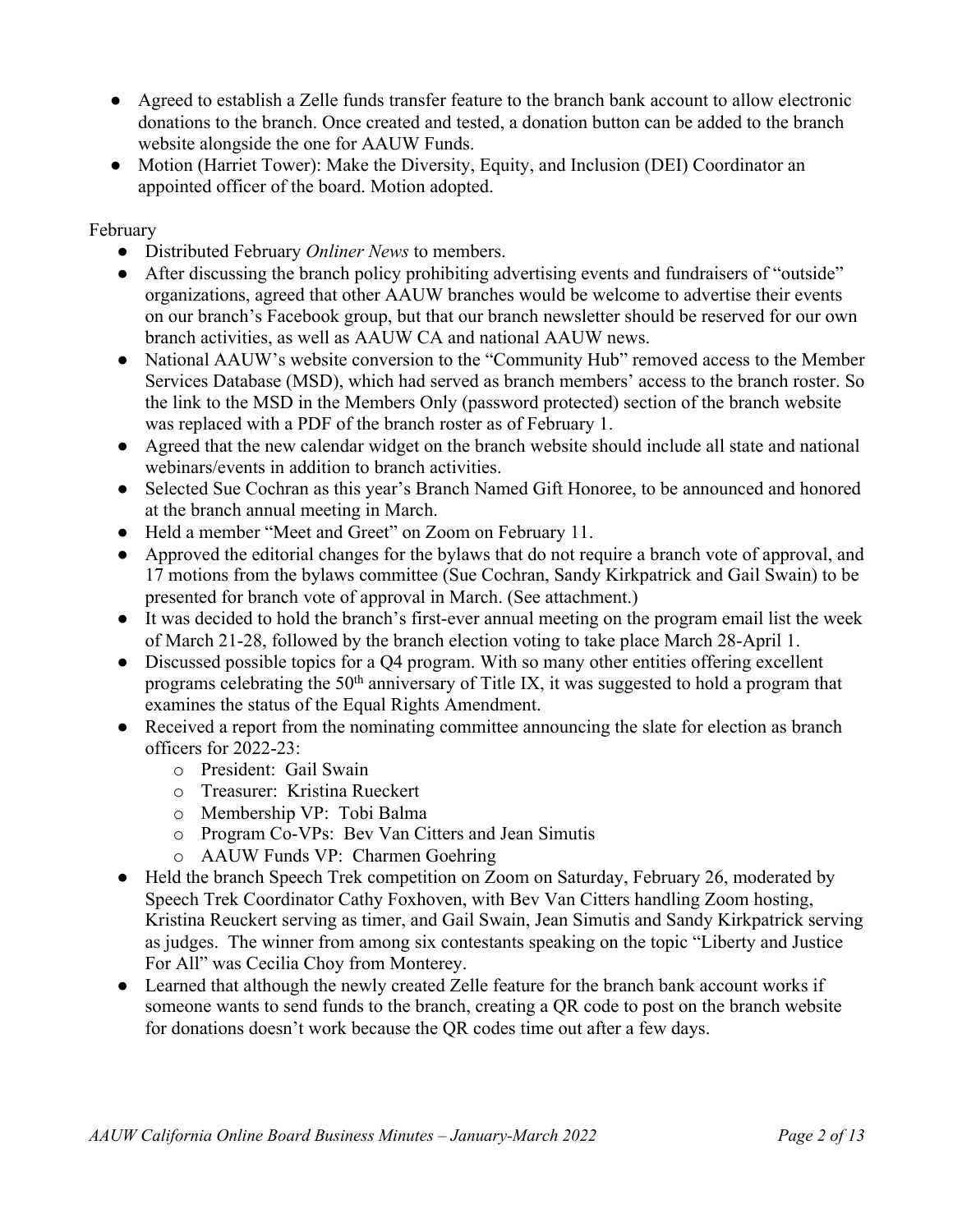- Agreed to establish a Zelle funds transfer feature to the branch bank account to allow electronic donations to the branch. Once created and tested, a donation button can be added to the branch website alongside the one for AAUW Funds.
- Motion (Harriet Tower): Make the Diversity, Equity, and Inclusion (DEI) Coordinator an appointed officer of the board. Motion adopted.

February

- Distributed February *Onliner News* to members.
- After discussing the branch policy prohibiting advertising events and fundraisers of "outside" organizations, agreed that other AAUW branches would be welcome to advertise their events on our branch's Facebook group, but that our branch newsletter should be reserved for our own branch activities, as well as AAUW CA and national AAUW news.
- National AAUW's website conversion to the "Community Hub" removed access to the Member Services Database (MSD), which had served as branch members' access to the branch roster. So the link to the MSD in the Members Only (password protected) section of the branch website was replaced with a PDF of the branch roster as of February 1.
- Agreed that the new calendar widget on the branch website should include all state and national webinars/events in addition to branch activities.
- Selected Sue Cochran as this year's Branch Named Gift Honoree, to be announced and honored at the branch annual meeting in March.
- Held a member "Meet and Greet" on Zoom on February 11.
- Approved the editorial changes for the bylaws that do not require a branch vote of approval, and 17 motions from the bylaws committee (Sue Cochran, Sandy Kirkpatrick and Gail Swain) to be presented for branch vote of approval in March. (See attachment.)
- It was decided to hold the branch's first-ever annual meeting on the program email list the week of March 21-28, followed by the branch election voting to take place March 28-April 1.
- Discussed possible topics for a Q4 program. With so many other entities offering excellent programs celebrating the 50th anniversary of Title IX, it was suggested to hold a program that examines the status of the Equal Rights Amendment.
- Received a report from the nominating committee announcing the slate for election as branch officers for 2022-23:
  - President: Gail Swain
  - Treasurer: Kristina Rueckert
  - Membership VP: Tobi Balma
  - Program Co-VPs: Bev Van Citters and Jean Simutis
  - AAUW Funds VP: Charmen Goehring
- Held the branch Speech Trek competition on Zoom on Saturday, February 26, moderated by Speech Trek Coordinator Cathy Foxhoven, with Bev Van Citters handling Zoom hosting, Kristina Reuckert serving as timer, and Gail Swain, Jean Simutis and Sandy Kirkpatrick serving as judges. The winner from among six contestants speaking on the topic "Liberty and Justice For All" was Cecilia Choy from Monterey.
- Learned that although the newly created Zelle feature for the branch bank account works if someone wants to send funds to the branch, creating a QR code to post on the branch website for donations doesn't work because the QR codes time out after a few days.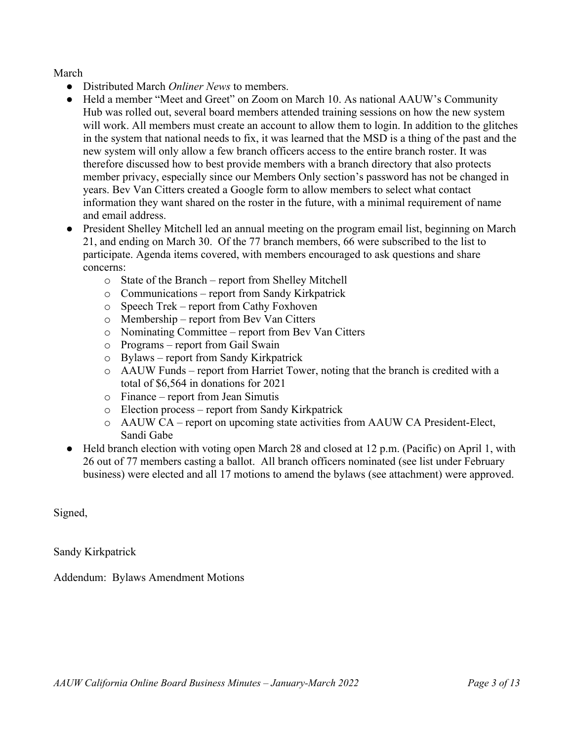March

- Distributed March *Onliner News* to members.
- Held a member "Meet and Greet" on Zoom on March 10. As national AAUW's Community Hub was rolled out, several board members attended training sessions on how the new system will work. All members must create an account to allow them to login. In addition to the glitches in the system that national needs to fix, it was learned that the MSD is a thing of the past and the new system will only allow a few branch officers access to the entire branch roster. It was therefore discussed how to best provide members with a branch directory that also protects member privacy, especially since our Members Only section's password has not be changed in years. Bev Van Citters created a Google form to allow members to select what contact information they want shared on the roster in the future, with a minimal requirement of name and email address.
- President Shelley Mitchell led an annual meeting on the program email list, beginning on March 21, and ending on March 30. Of the 77 branch members, 66 were subscribed to the list to participate. Agenda items covered, with members encouraged to ask questions and share concerns:
    - State of the Branch – report from Shelley Mitchell
    - Communications – report from Sandy Kirkpatrick
    - Speech Trek – report from Cathy Foxhoven
    - Membership – report from Bev Van Citters
    - Nominating Committee – report from Bev Van Citters
    - Programs – report from Gail Swain
    - Bylaws – report from Sandy Kirkpatrick
    - AAUW Funds – report from Harriet Tower, noting that the branch is credited with a total of $6,564 in donations for 2021
    - Finance – report from Jean Simutis
    - Election process – report from Sandy Kirkpatrick
    - AAUW CA – report on upcoming state activities from AAUW CA President-Elect, Sandi Gabe
- Held branch election with voting open March 28 and closed at 12 p.m. (Pacific) on April 1, with 26 out of 77 members casting a ballot. All branch officers nominated (see list under February business) were elected and all 17 motions to amend the bylaws (see attachment) were approved.

Signed,

Sandy Kirkpatrick

Addendum: Bylaws Amendment Motions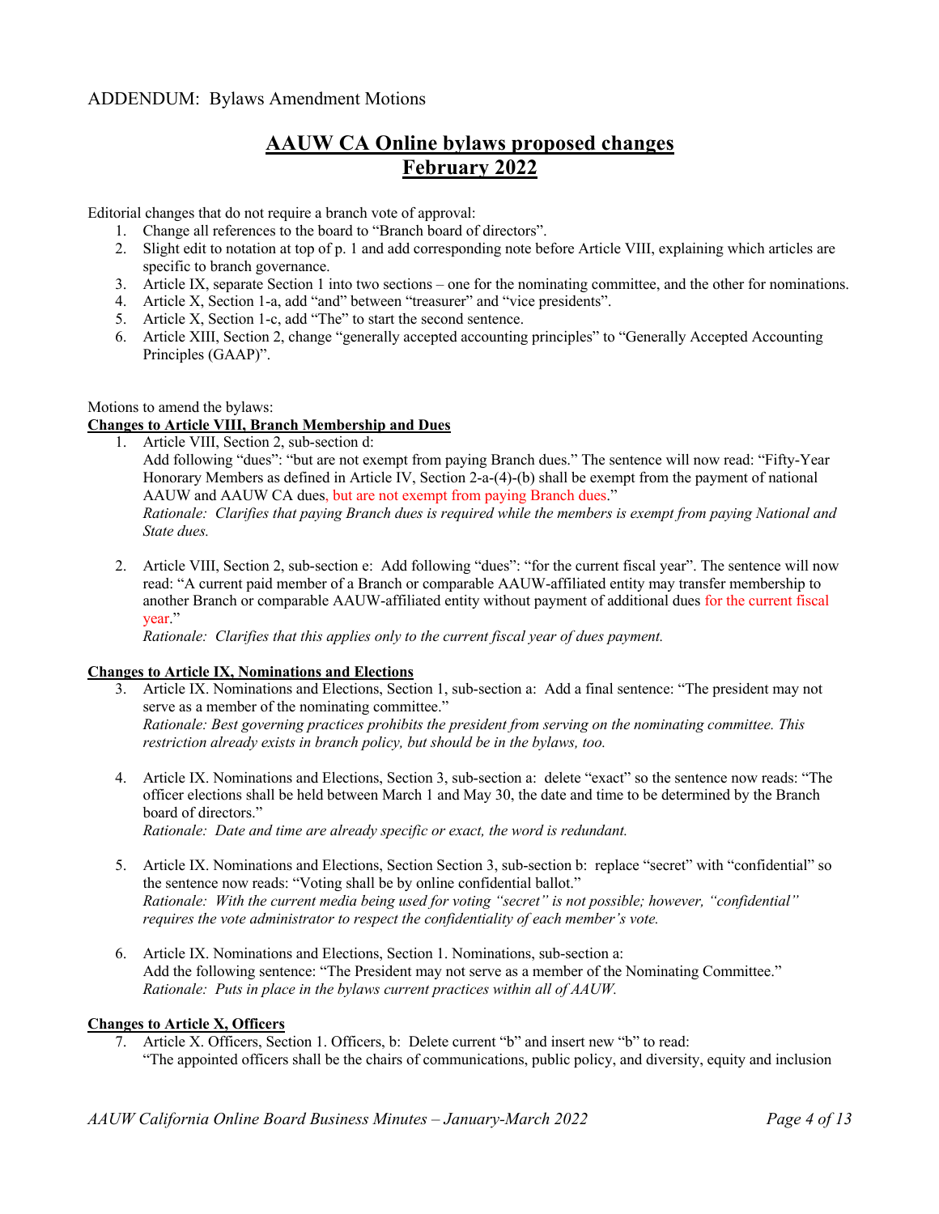ADDENDUM: Bylaws Amendment Motions

# AAUW CA Online bylaws proposed changes
# February 2022

Editorial changes that do not require a branch vote of approval:

1. Change all references to the board to "Branch board of directors".
2. Slight edit to notation at top of p. 1 and add corresponding note before Article VIII, explaining which articles are specific to branch governance.
3. Article IX, separate Section 1 into two sections – one for the nominating committee, and the other for nominations.
4. Article X, Section 1-a, add "and" between "treasurer" and "vice presidents".
5. Article X, Section 1-c, add "The" to start the second sentence.
6. Article XIII, Section 2, change "generally accepted accounting principles" to "Generally Accepted Accounting Principles (GAAP)".

Motions to amend the bylaws:

**Changes to Article VIII, Branch Membership and Dues**

1. Article VIII, Section 2, sub-section d:
   Add following "dues": "but are not exempt from paying Branch dues." The sentence will now read: "Fifty-Year Honorary Members as defined in Article IV, Section 2-a-(4)-(b) shall be exempt from the payment of national AAUW and AAUW CA dues, but are not exempt from paying Branch dues."
   *Rationale: Clarifies that paying Branch dues is required while the members is exempt from paying National and State dues.*

2. Article VIII, Section 2, sub-section e: Add following "dues": "for the current fiscal year". The sentence will now read: "A current paid member of a Branch or comparable AAUW-affiliated entity may transfer membership to another Branch or comparable AAUW-affiliated entity without payment of additional dues for the current fiscal year."
   *Rationale: Clarifies that this applies only to the current fiscal year of dues payment.*

**Changes to Article IX, Nominations and Elections**

3. Article IX. Nominations and Elections, Section 1, sub-section a: Add a final sentence: "The president may not serve as a member of the nominating committee."
   *Rationale: Best governing practices prohibits the president from serving on the nominating committee. This restriction already exists in branch policy, but should be in the bylaws, too.*

4. Article IX. Nominations and Elections, Section 3, sub-section a: delete "exact" so the sentence now reads: "The officer elections shall be held between March 1 and May 30, the date and time to be determined by the Branch board of directors."
   *Rationale: Date and time are already specific or exact, the word is redundant.*

5. Article IX. Nominations and Elections, Section Section 3, sub-section b: replace "secret" with "confidential" so the sentence now reads: "Voting shall be by online confidential ballot."
   *Rationale: With the current media being used for voting "secret" is not possible; however, "confidential" requires the vote administrator to respect the confidentiality of each member's vote.*

6. Article IX. Nominations and Elections, Section 1. Nominations, sub-section a:
   Add the following sentence: "The President may not serve as a member of the Nominating Committee."
   *Rationale: Puts in place in the bylaws current practices within all of AAUW.*

**Changes to Article X, Officers**

7. Article X. Officers, Section 1. Officers, b: Delete current "b" and insert new "b" to read:
   "The appointed officers shall be the chairs of communications, public policy, and diversity, equity and inclusion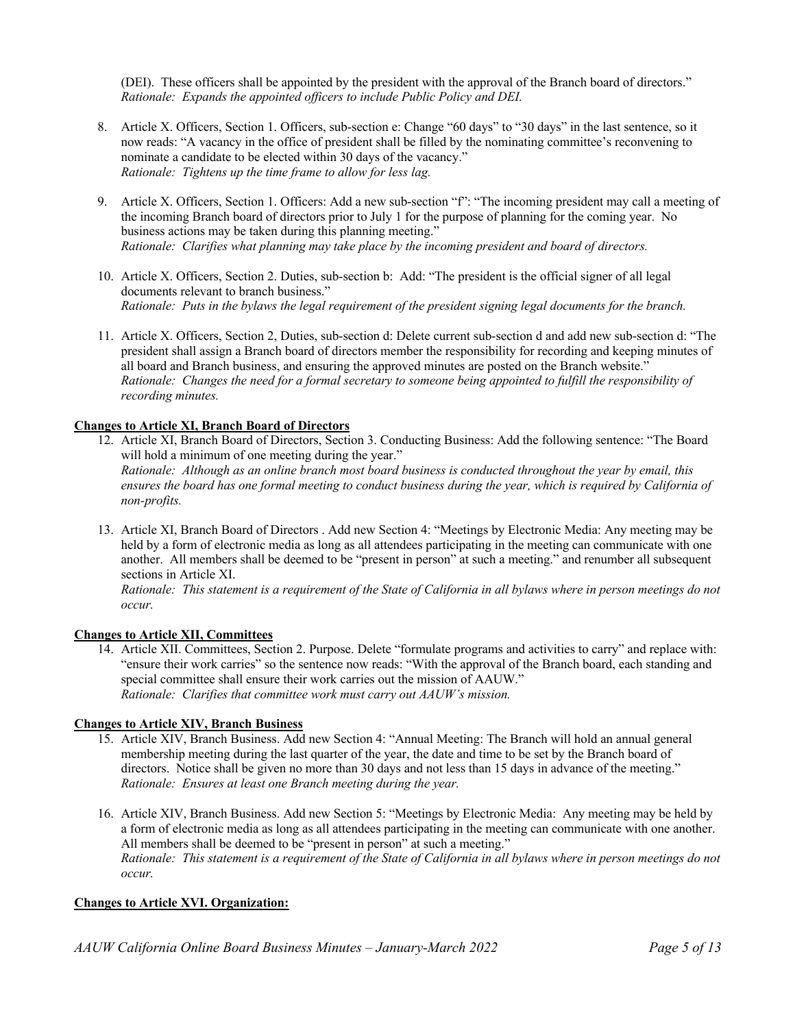(DEI). These officers shall be appointed by the president with the approval of the Branch board of directors."
*Rationale: Expands the appointed officers to include Public Policy and DEI.*

8. Article X. Officers, Section 1. Officers, sub-section e: Change "60 days" to "30 days" in the last sentence, so it now reads: "A vacancy in the office of president shall be filled by the nominating committee's reconvening to nominate a candidate to be elected within 30 days of the vacancy."
*Rationale: Tightens up the time frame to allow for less lag.*

9. Article X. Officers, Section 1. Officers: Add a new sub-section "f": "The incoming president may call a meeting of the incoming Branch board of directors prior to July 1 for the purpose of planning for the coming year. No business actions may be taken during this planning meeting."
*Rationale: Clarifies what planning may take place by the incoming president and board of directors.*

10. Article X. Officers, Section 2. Duties, sub-section b: Add: "The president is the official signer of all legal documents relevant to branch business."
*Rationale: Puts in the bylaws the legal requirement of the president signing legal documents for the branch.*

11. Article X. Officers, Section 2, Duties, sub-section d: Delete current sub-section d and add new sub-section d: "The president shall assign a Branch board of directors member the responsibility for recording and keeping minutes of all board and Branch business, and ensuring the approved minutes are posted on the Branch website."
*Rationale: Changes the need for a formal secretary to someone being appointed to fulfill the responsibility of recording minutes.*

**Changes to Article XI, Branch Board of Directors**

12. Article XI, Branch Board of Directors, Section 3. Conducting Business: Add the following sentence: "The Board will hold a minimum of one meeting during the year."
*Rationale: Although as an online branch most board business is conducted throughout the year by email, this ensures the board has one formal meeting to conduct business during the year, which is required by California of non-profits.*

13. Article XI, Branch Board of Directors . Add new Section 4: "Meetings by Electronic Media: Any meeting may be held by a form of electronic media as long as all attendees participating in the meeting can communicate with one another. All members shall be deemed to be "present in person" at such a meeting." and renumber all subsequent sections in Article XI.
*Rationale: This statement is a requirement of the State of California in all bylaws where in person meetings do not occur.*

**Changes to Article XII, Committees**

14. Article XII. Committees, Section 2. Purpose. Delete "formulate programs and activities to carry" and replace with: "ensure their work carries" so the sentence now reads: "With the approval of the Branch board, each standing and special committee shall ensure their work carries out the mission of AAUW."
*Rationale: Clarifies that committee work must carry out AAUW's mission.*

**Changes to Article XIV, Branch Business**

15. Article XIV, Branch Business. Add new Section 4: "Annual Meeting: The Branch will hold an annual general membership meeting during the last quarter of the year, the date and time to be set by the Branch board of directors. Notice shall be given no more than 30 days and not less than 15 days in advance of the meeting."
*Rationale: Ensures at least one Branch meeting during the year.*

16. Article XIV, Branch Business. Add new Section 5: "Meetings by Electronic Media: Any meeting may be held by a form of electronic media as long as all attendees participating in the meeting can communicate with one another. All members shall be deemed to be "present in person" at such a meeting."
*Rationale: This statement is a requirement of the State of California in all bylaws where in person meetings do not occur.*

**Changes to Article XVI. Organization:**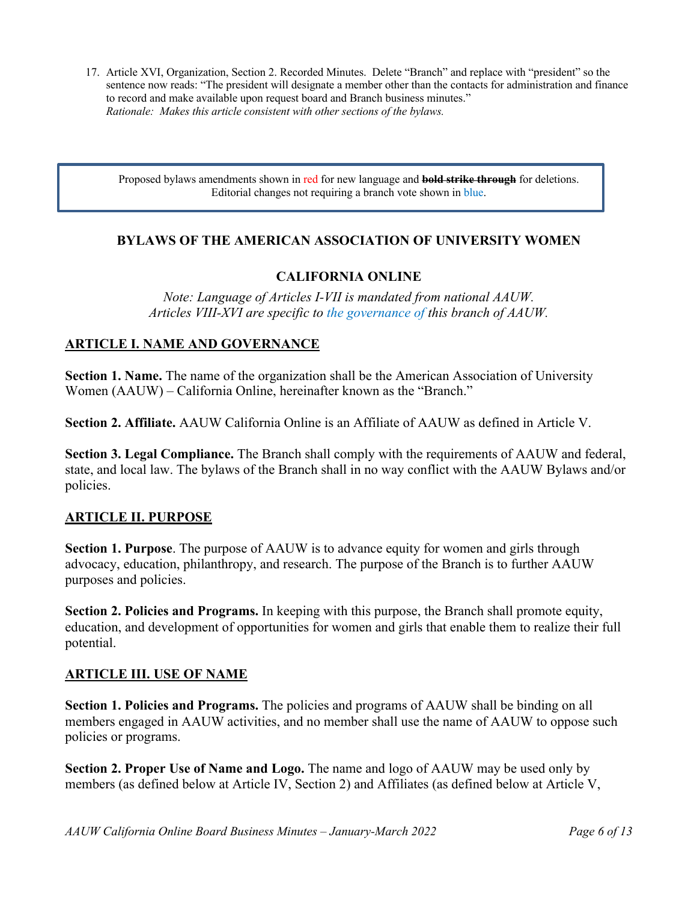17. Article XVI, Organization, Section 2. Recorded Minutes. Delete "Branch" and replace with "president" so the sentence now reads: "The president will designate a member other than the contacts for administration and finance to record and make available upon request board and Branch business minutes."
   *Rationale: Makes this article consistent with other sections of the bylaws.*

> Proposed bylaws amendments shown in red for new language and **~~bold strike through~~** for deletions. Editorial changes not requiring a branch vote shown in blue.

## BYLAWS OF THE AMERICAN ASSOCIATION OF UNIVERSITY WOMEN

## CALIFORNIA ONLINE

*Note: Language of Articles I-VII is mandated from national AAUW.*
*Articles VIII-XVI are specific to the governance of this branch of AAUW.*

### ARTICLE I. NAME AND GOVERNANCE

**Section 1. Name.** The name of the organization shall be the American Association of University Women (AAUW) – California Online, hereinafter known as the "Branch."

**Section 2. Affiliate.** AAUW California Online is an Affiliate of AAUW as defined in Article V.

**Section 3. Legal Compliance.** The Branch shall comply with the requirements of AAUW and federal, state, and local law. The bylaws of the Branch shall in no way conflict with the AAUW Bylaws and/or policies.

### ARTICLE II. PURPOSE

**Section 1. Purpose**. The purpose of AAUW is to advance equity for women and girls through advocacy, education, philanthropy, and research. The purpose of the Branch is to further AAUW purposes and policies.

**Section 2. Policies and Programs.** In keeping with this purpose, the Branch shall promote equity, education, and development of opportunities for women and girls that enable them to realize their full potential.

### ARTICLE III. USE OF NAME

**Section 1. Policies and Programs.** The policies and programs of AAUW shall be binding on all members engaged in AAUW activities, and no member shall use the name of AAUW to oppose such policies or programs.

**Section 2. Proper Use of Name and Logo.** The name and logo of AAUW may be used only by members (as defined below at Article IV, Section 2) and Affiliates (as defined below at Article V,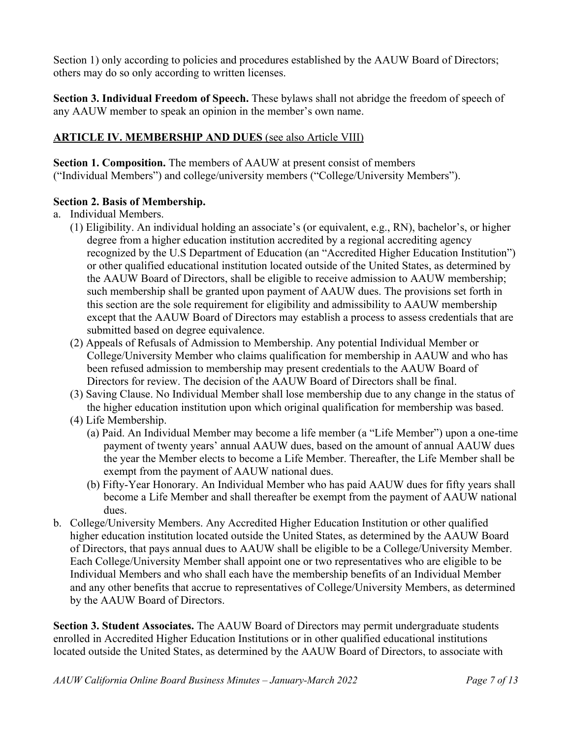Section 1) only according to policies and procedures established by the AAUW Board of Directors; others may do so only according to written licenses.

**Section 3. Individual Freedom of Speech.** These bylaws shall not abridge the freedom of speech of any AAUW member to speak an opinion in the member's own name.

## <u>ARTICLE IV. MEMBERSHIP AND DUES</u> <u>(see also Article VIII)</u>

**Section 1. Composition.** The members of AAUW at present consist of members ("Individual Members") and college/university members ("College/University Members").

**Section 2. Basis of Membership.**

a. Individual Members.

   (1) Eligibility. An individual holding an associate's (or equivalent, e.g., RN), bachelor's, or higher degree from a higher education institution accredited by a regional accrediting agency recognized by the U.S Department of Education (an "Accredited Higher Education Institution") or other qualified educational institution located outside of the United States, as determined by the AAUW Board of Directors, shall be eligible to receive admission to AAUW membership; such membership shall be granted upon payment of AAUW dues. The provisions set forth in this section are the sole requirement for eligibility and admissibility to AAUW membership except that the AAUW Board of Directors may establish a process to assess credentials that are submitted based on degree equivalence.

   (2) Appeals of Refusals of Admission to Membership. Any potential Individual Member or College/University Member who claims qualification for membership in AAUW and who has been refused admission to membership may present credentials to the AAUW Board of Directors for review. The decision of the AAUW Board of Directors shall be final.

   (3) Saving Clause. No Individual Member shall lose membership due to any change in the status of the higher education institution upon which original qualification for membership was based.

   (4) Life Membership.

      (a) Paid. An Individual Member may become a life member (a "Life Member") upon a one-time payment of twenty years' annual AAUW dues, based on the amount of annual AAUW dues the year the Member elects to become a Life Member. Thereafter, the Life Member shall be exempt from the payment of AAUW national dues.

      (b) Fifty-Year Honorary. An Individual Member who has paid AAUW dues for fifty years shall become a Life Member and shall thereafter be exempt from the payment of AAUW national dues.

b. College/University Members. Any Accredited Higher Education Institution or other qualified higher education institution located outside the United States, as determined by the AAUW Board of Directors, that pays annual dues to AAUW shall be eligible to be a College/University Member. Each College/University Member shall appoint one or two representatives who are eligible to be Individual Members and who shall each have the membership benefits of an Individual Member and any other benefits that accrue to representatives of College/University Members, as determined by the AAUW Board of Directors.

**Section 3. Student Associates.** The AAUW Board of Directors may permit undergraduate students enrolled in Accredited Higher Education Institutions or in other qualified educational institutions located outside the United States, as determined by the AAUW Board of Directors, to associate with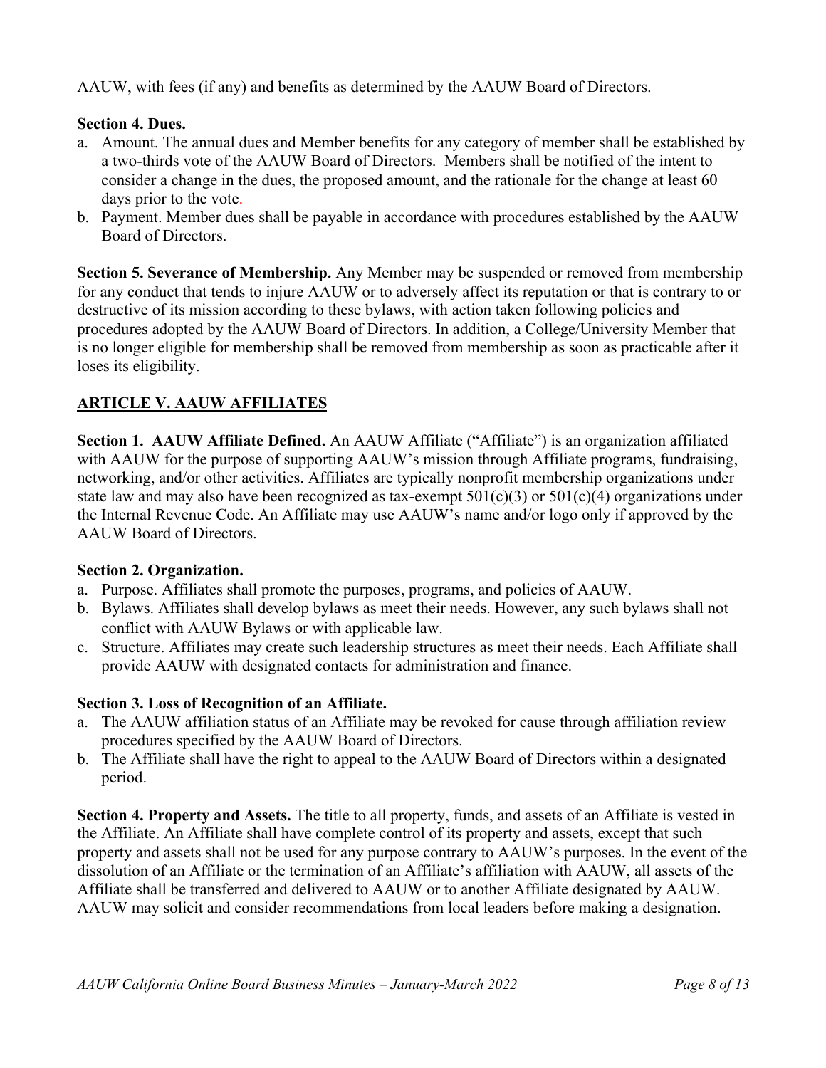AAUW, with fees (if any) and benefits as determined by the AAUW Board of Directors.

**Section 4. Dues.**

a. Amount. The annual dues and Member benefits for any category of member shall be established by a two-thirds vote of the AAUW Board of Directors. Members shall be notified of the intent to consider a change in the dues, the proposed amount, and the rationale for the change at least 60 days prior to the vote.
b. Payment. Member dues shall be payable in accordance with procedures established by the AAUW Board of Directors.

**Section 5. Severance of Membership.** Any Member may be suspended or removed from membership for any conduct that tends to injure AAUW or to adversely affect its reputation or that is contrary to or destructive of its mission according to these bylaws, with action taken following policies and procedures adopted by the AAUW Board of Directors. In addition, a College/University Member that is no longer eligible for membership shall be removed from membership as soon as practicable after it loses its eligibility.

## ARTICLE V. AAUW AFFILIATES

**Section 1. AAUW Affiliate Defined.** An AAUW Affiliate ("Affiliate") is an organization affiliated with AAUW for the purpose of supporting AAUW's mission through Affiliate programs, fundraising, networking, and/or other activities. Affiliates are typically nonprofit membership organizations under state law and may also have been recognized as tax-exempt 501(c)(3) or 501(c)(4) organizations under the Internal Revenue Code. An Affiliate may use AAUW's name and/or logo only if approved by the AAUW Board of Directors.

**Section 2. Organization.**

a. Purpose. Affiliates shall promote the purposes, programs, and policies of AAUW.
b. Bylaws. Affiliates shall develop bylaws as meet their needs. However, any such bylaws shall not conflict with AAUW Bylaws or with applicable law.
c. Structure. Affiliates may create such leadership structures as meet their needs. Each Affiliate shall provide AAUW with designated contacts for administration and finance.

**Section 3. Loss of Recognition of an Affiliate.**

a. The AAUW affiliation status of an Affiliate may be revoked for cause through affiliation review procedures specified by the AAUW Board of Directors.
b. The Affiliate shall have the right to appeal to the AAUW Board of Directors within a designated period.

**Section 4. Property and Assets.** The title to all property, funds, and assets of an Affiliate is vested in the Affiliate. An Affiliate shall have complete control of its property and assets, except that such property and assets shall not be used for any purpose contrary to AAUW's purposes. In the event of the dissolution of an Affiliate or the termination of an Affiliate's affiliation with AAUW, all assets of the Affiliate shall be transferred and delivered to AAUW or to another Affiliate designated by AAUW. AAUW may solicit and consider recommendations from local leaders before making a designation.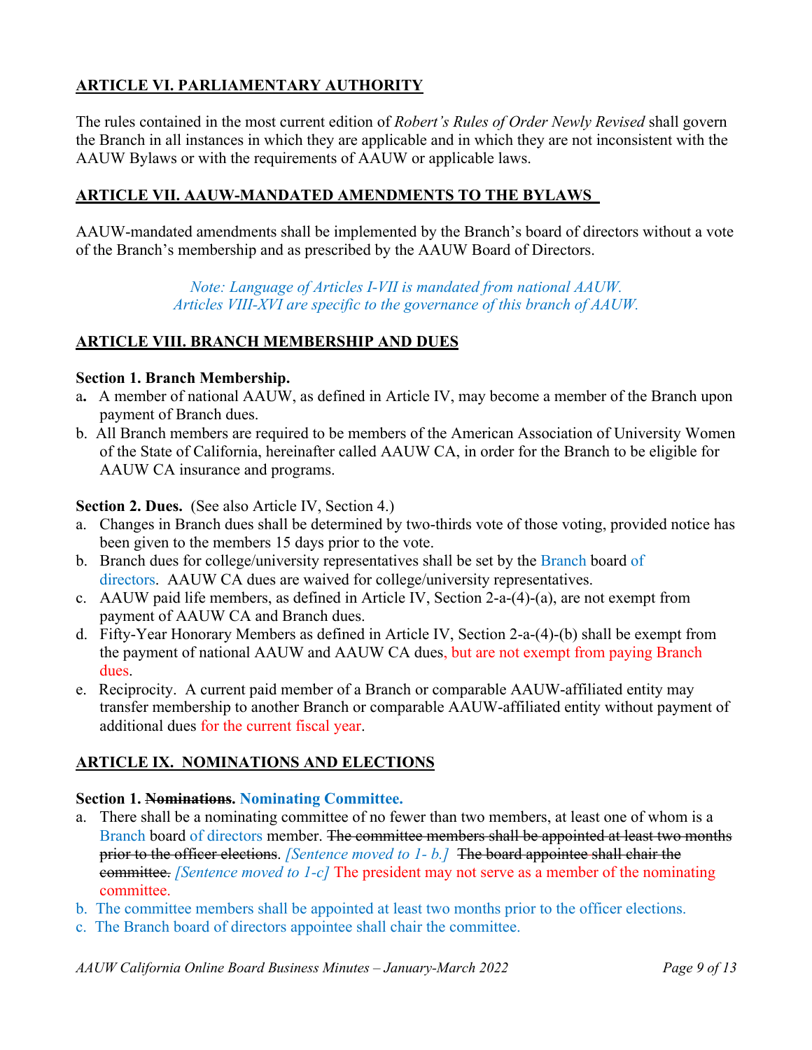## ARTICLE VI. PARLIAMENTARY AUTHORITY

The rules contained in the most current edition of *Robert's Rules of Order Newly Revised* shall govern the Branch in all instances in which they are applicable and in which they are not inconsistent with the AAUW Bylaws or with the requirements of AAUW or applicable laws.

## ARTICLE VII. AAUW-MANDATED AMENDMENTS TO THE BYLAWS

AAUW-mandated amendments shall be implemented by the Branch's board of directors without a vote of the Branch's membership and as prescribed by the AAUW Board of Directors.

*Note: Language of Articles I-VII is mandated from national AAUW.*
*Articles VIII-XVI are specific to the governance of this branch of AAUW.*

## ARTICLE VIII. BRANCH MEMBERSHIP AND DUES

**Section 1. Branch Membership.**

a. A member of national AAUW, as defined in Article IV, may become a member of the Branch upon payment of Branch dues.
b. All Branch members are required to be members of the American Association of University Women of the State of California, hereinafter called AAUW CA, in order for the Branch to be eligible for AAUW CA insurance and programs.

**Section 2. Dues.** (See also Article IV, Section 4.)

a. Changes in Branch dues shall be determined by two-thirds vote of those voting, provided notice has been given to the members 15 days prior to the vote.
b. Branch dues for college/university representatives shall be set by the Branch board of directors. AAUW CA dues are waived for college/university representatives.
c. AAUW paid life members, as defined in Article IV, Section 2-a-(4)-(a), are not exempt from payment of AAUW CA and Branch dues.
d. Fifty-Year Honorary Members as defined in Article IV, Section 2-a-(4)-(b) shall be exempt from the payment of national AAUW and AAUW CA dues, but are not exempt from paying Branch dues.
e. Reciprocity. A current paid member of a Branch or comparable AAUW-affiliated entity may transfer membership to another Branch or comparable AAUW-affiliated entity without payment of additional dues for the current fiscal year.

## ARTICLE IX. NOMINATIONS AND ELECTIONS

**Section 1. ~~Nominations.~~ Nominating Committee.**

a. There shall be a nominating committee of no fewer than two members, at least one of whom is a Branch board of directors member. ~~The committee members shall be appointed at least two months prior to the officer elections~~. *[Sentence moved to 1- b.]* ~~The board appointee shall chair the committee.~~ *[Sentence moved to 1-c]* The president may not serve as a member of the nominating committee.
b. The committee members shall be appointed at least two months prior to the officer elections.
c. The Branch board of directors appointee shall chair the committee.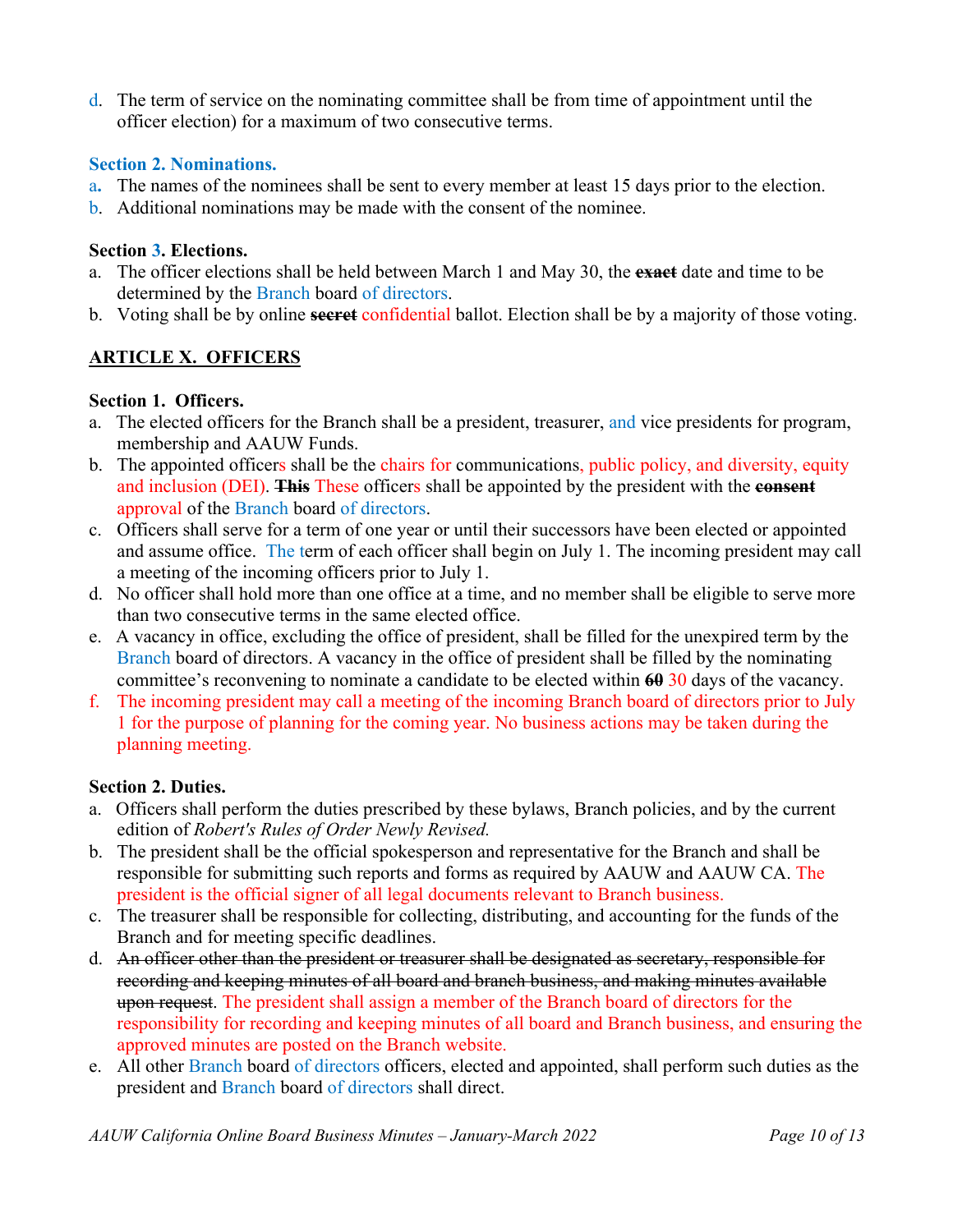d. The term of service on the nominating committee shall be from time of appointment until the officer election) for a maximum of two consecutive terms.

**Section 2. Nominations.**

a. The names of the nominees shall be sent to every member at least 15 days prior to the election.

b. Additional nominations may be made with the consent of the nominee.

**Section 3. Elections.**

a. The officer elections shall be held between March 1 and May 30, the ~~**exact**~~ date and time to be determined by the Branch board of directors.

b. Voting shall be by online ~~**secret**~~ confidential ballot. Election shall be by a majority of those voting.

## ARTICLE X. OFFICERS

**Section 1. Officers.**

a. The elected officers for the Branch shall be a president, treasurer, and vice presidents for program, membership and AAUW Funds.

b. The appointed officers shall be the chairs for communications, public policy, and diversity, equity and inclusion (DEI). ~~**This**~~ These officers shall be appointed by the president with the ~~**consent**~~ approval of the Branch board of directors.

c. Officers shall serve for a term of one year or until their successors have been elected or appointed and assume office. The term of each officer shall begin on July 1. The incoming president may call a meeting of the incoming officers prior to July 1.

d. No officer shall hold more than one office at a time, and no member shall be eligible to serve more than two consecutive terms in the same elected office.

e. A vacancy in office, excluding the office of president, shall be filled for the unexpired term by the Branch board of directors. A vacancy in the office of president shall be filled by the nominating committee's reconvening to nominate a candidate to be elected within ~~**60**~~ 30 days of the vacancy.

f. The incoming president may call a meeting of the incoming Branch board of directors prior to July 1 for the purpose of planning for the coming year. No business actions may be taken during the planning meeting.

**Section 2. Duties.**

a. Officers shall perform the duties prescribed by these bylaws, Branch policies, and by the current edition of *Robert's Rules of Order Newly Revised.*

b. The president shall be the official spokesperson and representative for the Branch and shall be responsible for submitting such reports and forms as required by AAUW and AAUW CA. The president is the official signer of all legal documents relevant to Branch business.

c. The treasurer shall be responsible for collecting, distributing, and accounting for the funds of the Branch and for meeting specific deadlines.

d. ~~An officer other than the president or treasurer shall be designated as secretary, responsible for recording and keeping minutes of all board and branch business, and making minutes available upon request~~. The president shall assign a member of the Branch board of directors for the responsibility for recording and keeping minutes of all board and Branch business, and ensuring the approved minutes are posted on the Branch website.

e. All other Branch board of directors officers, elected and appointed, shall perform such duties as the president and Branch board of directors shall direct.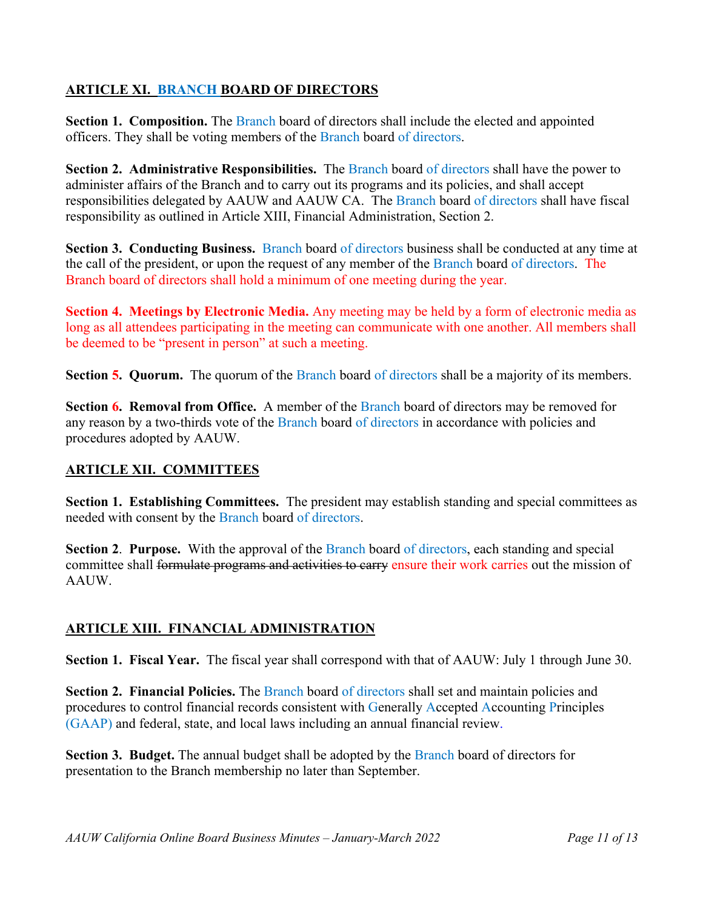**ARTICLE XI. BRANCH BOARD OF DIRECTORS**

**Section 1. Composition.** The Branch board of directors shall include the elected and appointed officers. They shall be voting members of the Branch board of directors.

**Section 2. Administrative Responsibilities.** The Branch board of directors shall have the power to administer affairs of the Branch and to carry out its programs and its policies, and shall accept responsibilities delegated by AAUW and AAUW CA. The Branch board of directors shall have fiscal responsibility as outlined in Article XIII, Financial Administration, Section 2.

**Section 3. Conducting Business.** Branch board of directors business shall be conducted at any time at the call of the president, or upon the request of any member of the Branch board of directors. The Branch board of directors shall hold a minimum of one meeting during the year.

**Section 4. Meetings by Electronic Media.** Any meeting may be held by a form of electronic media as long as all attendees participating in the meeting can communicate with one another. All members shall be deemed to be "present in person" at such a meeting.

**Section 5. Quorum.** The quorum of the Branch board of directors shall be a majority of its members.

**Section 6. Removal from Office.** A member of the Branch board of directors may be removed for any reason by a two-thirds vote of the Branch board of directors in accordance with policies and procedures adopted by AAUW.

**ARTICLE XII. COMMITTEES**

**Section 1. Establishing Committees.** The president may establish standing and special committees as needed with consent by the Branch board of directors.

**Section 2. Purpose.** With the approval of the Branch board of directors, each standing and special committee shall ~~formulate programs and activities to carry~~ ensure their work carries out the mission of AAUW.

**ARTICLE XIII. FINANCIAL ADMINISTRATION**

**Section 1. Fiscal Year.** The fiscal year shall correspond with that of AAUW: July 1 through June 30.

**Section 2. Financial Policies.** The Branch board of directors shall set and maintain policies and procedures to control financial records consistent with Generally Accepted Accounting Principles (GAAP) and federal, state, and local laws including an annual financial review.

**Section 3. Budget.** The annual budget shall be adopted by the Branch board of directors for presentation to the Branch membership no later than September.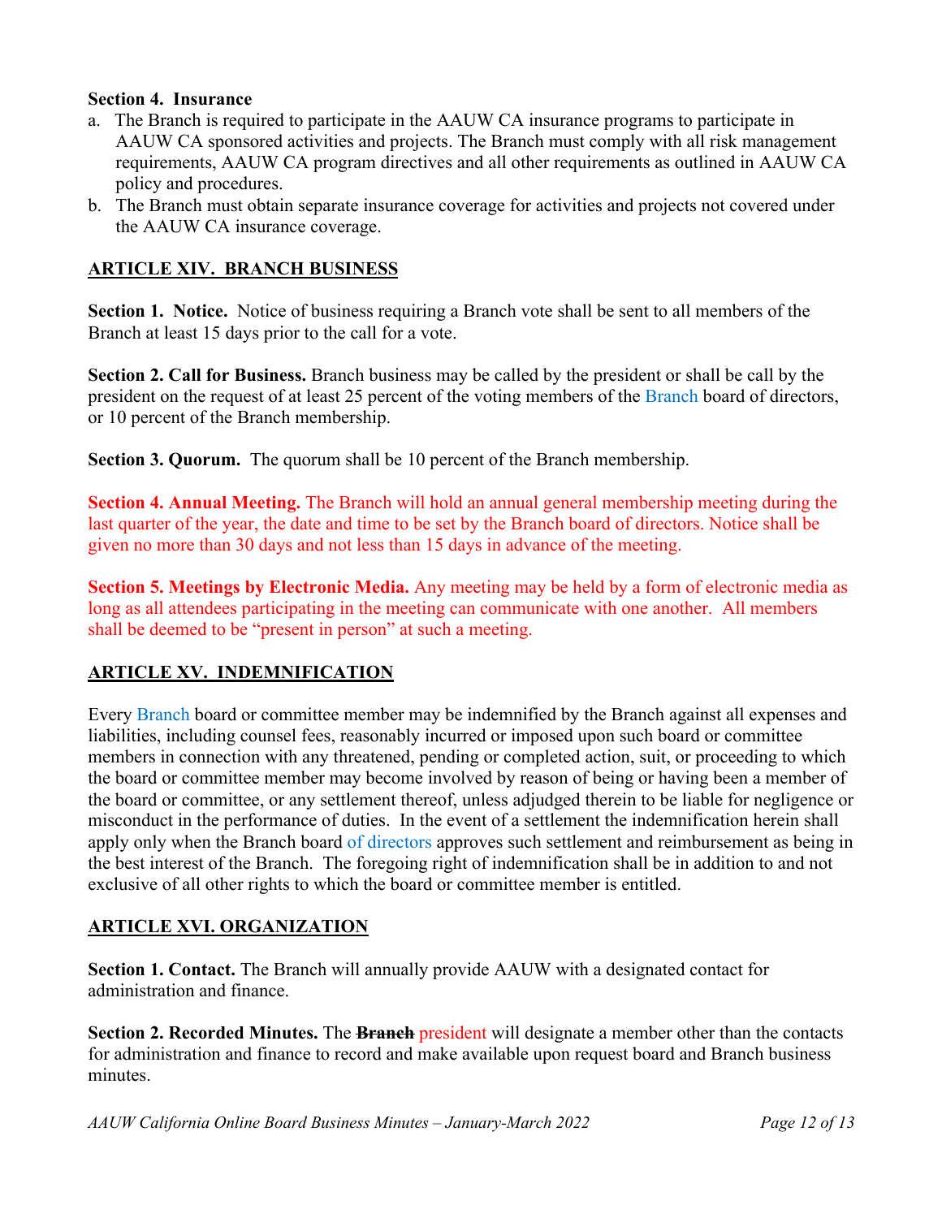**Section 4. Insurance**

a. The Branch is required to participate in the AAUW CA insurance programs to participate in AAUW CA sponsored activities and projects. The Branch must comply with all risk management requirements, AAUW CA program directives and all other requirements as outlined in AAUW CA policy and procedures.
b. The Branch must obtain separate insurance coverage for activities and projects not covered under the AAUW CA insurance coverage.

## ARTICLE XIV. BRANCH BUSINESS

**Section 1. Notice.** Notice of business requiring a Branch vote shall be sent to all members of the Branch at least 15 days prior to the call for a vote.

**Section 2. Call for Business.** Branch business may be called by the president or shall be call by the president on the request of at least 25 percent of the voting members of the Branch board of directors, or 10 percent of the Branch membership.

**Section 3. Quorum.** The quorum shall be 10 percent of the Branch membership.

**Section 4. Annual Meeting.** The Branch will hold an annual general membership meeting during the last quarter of the year, the date and time to be set by the Branch board of directors. Notice shall be given no more than 30 days and not less than 15 days in advance of the meeting.

**Section 5. Meetings by Electronic Media.** Any meeting may be held by a form of electronic media as long as all attendees participating in the meeting can communicate with one another. All members shall be deemed to be "present in person" at such a meeting.

## ARTICLE XV. INDEMNIFICATION

Every Branch board or committee member may be indemnified by the Branch against all expenses and liabilities, including counsel fees, reasonably incurred or imposed upon such board or committee members in connection with any threatened, pending or completed action, suit, or proceeding to which the board or committee member may become involved by reason of being or having been a member of the board or committee, or any settlement thereof, unless adjudged therein to be liable for negligence or misconduct in the performance of duties. In the event of a settlement the indemnification herein shall apply only when the Branch board of directors approves such settlement and reimbursement as being in the best interest of the Branch. The foregoing right of indemnification shall be in addition to and not exclusive of all other rights to which the board or committee member is entitled.

## ARTICLE XVI. ORGANIZATION

**Section 1. Contact.** The Branch will annually provide AAUW with a designated contact for administration and finance.

**Section 2. Recorded Minutes.** The ~~**Branch**~~ president will designate a member other than the contacts for administration and finance to record and make available upon request board and Branch business minutes.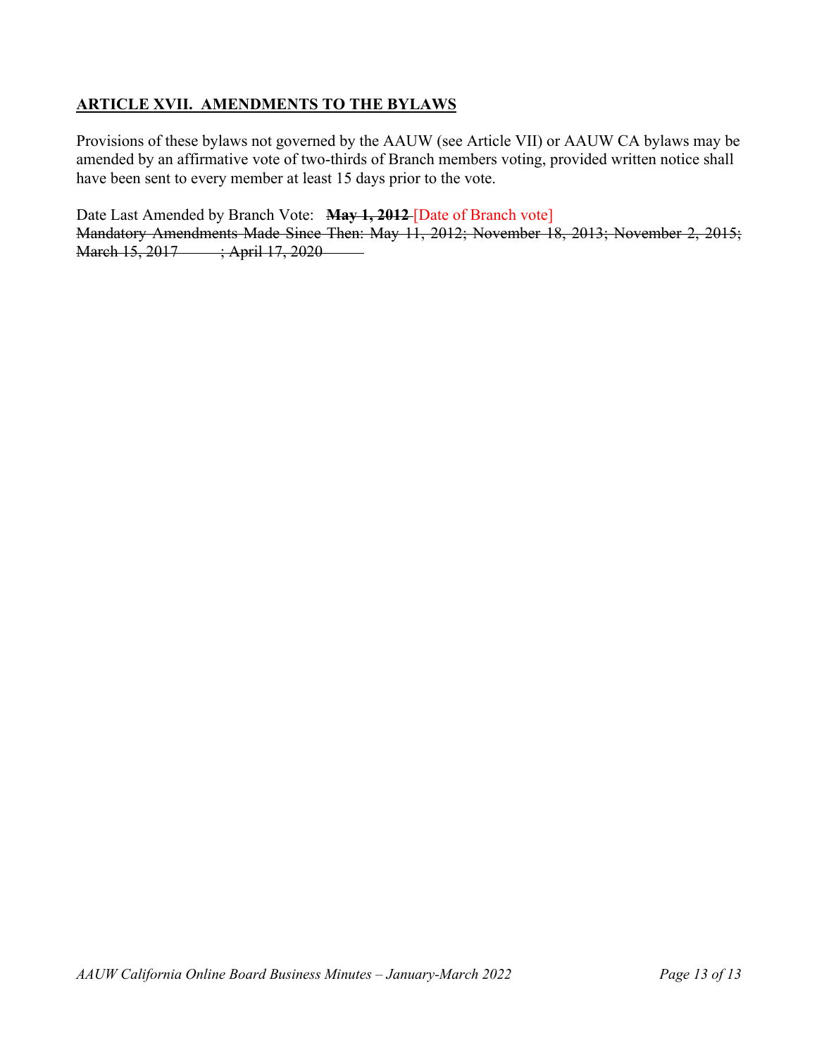## ARTICLE XVII. AMENDMENTS TO THE BYLAWS

Provisions of these bylaws not governed by the AAUW (see Article VII) or AAUW CA bylaws may be amended by an affirmative vote of two-thirds of Branch members voting, provided written notice shall have been sent to every member at least 15 days prior to the vote.

Date Last Amended by Branch Vote: ~~**May 1, 2012**~~ [Date of Branch vote]
~~Mandatory Amendments Made Since Then: May 11, 2012; November 18, 2013; November 2, 2015; March 15, 2017 ; April 17, 2020~~